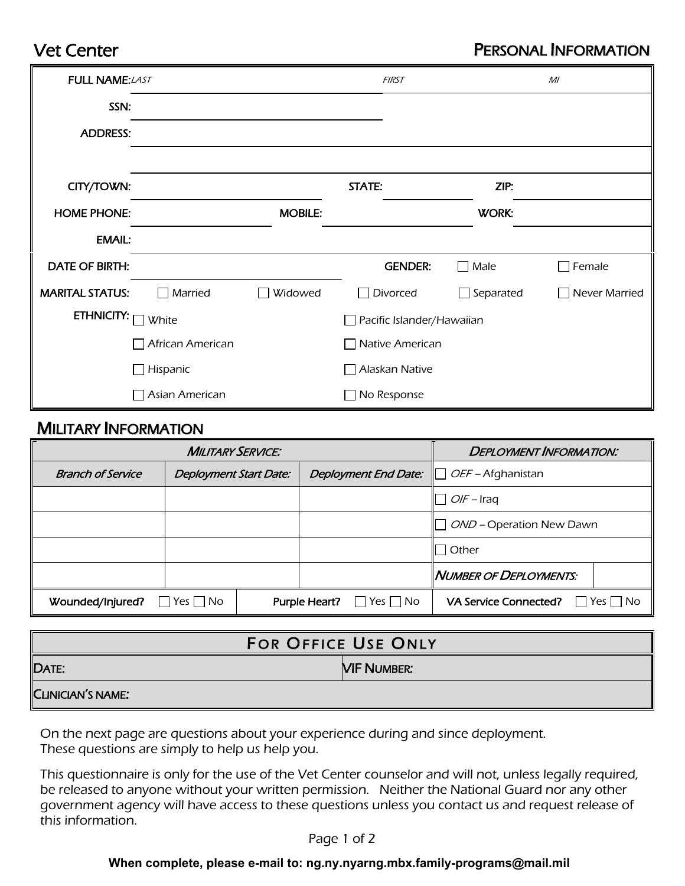# Vet Center

## Personal Information

| | | | |
|---|---|---|---|
| FULL NAME: | *LAST* | *FIRST* | *MI* |
| SSN: | | | |
| ADDRESS: | | | |
| | | | |
| CITY/TOWN: | | STATE: | ZIP: |
| HOME PHONE: | | MOBILE: | WORK: |
| EMAIL: | | | |

DATE OF BIRTH: ______________________ GENDER: ☐ Male ☐ Female

MARITAL STATUS: ☐ Married ☐ Widowed ☐ Divorced ☐ Separated ☐ Never Married

ETHNICITY:
- ☐ White
- ☐ African American
- ☐ Hispanic
- ☐ Asian American
- ☐ Pacific Islander/Hawaiian
- ☐ Native American
- ☐ Alaskan Native
- ☐ No Response

## Military Information

| *Military Service:* | | | *Deployment Information:* | |
|---|---|---|---|---|
| *Branch of Service* | *Deployment Start Date:* | *Deployment End Date:* | ☐ *OEF* – Afghanistan | |
| | | | ☐ *OIF* – Iraq | |
| | | | ☐ *OND* – Operation New Dawn | |
| | | | ☐ Other | |
| | | | *Number of Deployments:* | |

Wounded/Injured? ☐ Yes ☐ No  Purple Heart? ☐ Yes ☐ No  VA Service Connected? ☐ Yes ☐ No

| For Office Use Only | |
|---|---|
| Date: | VIF Number: |
| Clinician's name: | |

On the next page are questions about your experience during and since deployment. These questions are simply to help us help you.

This questionnaire is only for the use of the Vet Center counselor and will not, unless legally required, be released to anyone without your written permission. Neither the National Guard nor any other government agency will have access to these questions unless you contact us and request release of this information.

**When complete, please e-mail to: ng.ny.nyarng.mbx.family-programs@mail.mil**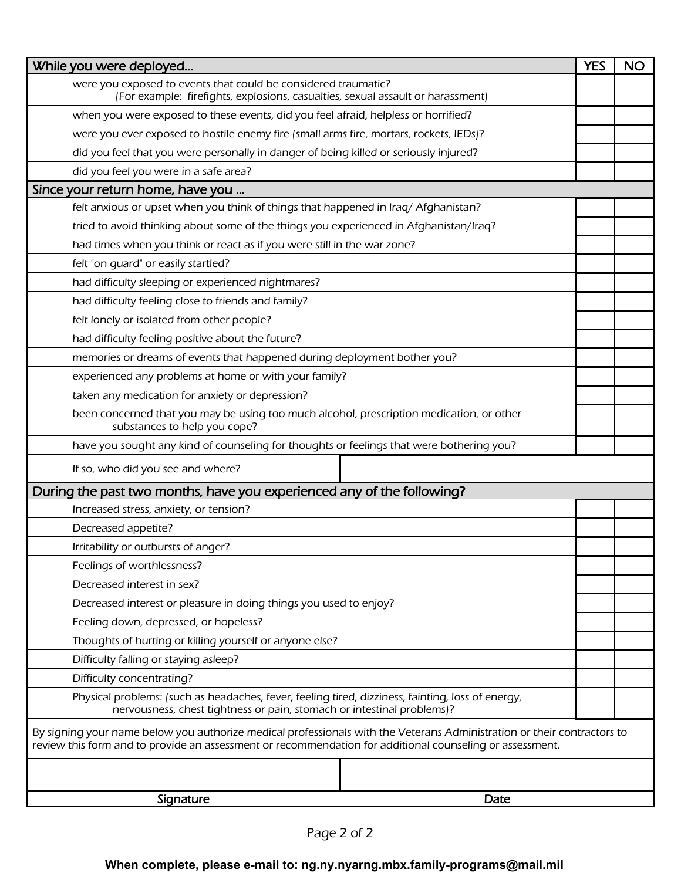| While you were deployed... | YES | NO |
|---|---|---|
| were you exposed to events that could be considered traumatic? (For example: firefights, explosions, casualties, sexual assault or harassment) | | |
| when you were exposed to these events, did you feel afraid, helpless or horrified? | | |
| were you ever exposed to hostile enemy fire (small arms fire, mortars, rockets, IEDs)? | | |
| did you feel that you were personally in danger of being killed or seriously injured? | | |
| did you feel you were in a safe area? | | |
| **Since your return home, have you ...** | | |
| felt anxious or upset when you think of things that happened in Iraq/ Afghanistan? | | |
| tried to avoid thinking about some of the things you experienced in Afghanistan/Iraq? | | |
| had times when you think or react as if you were still in the war zone? | | |
| felt "on guard" or easily startled? | | |
| had difficulty sleeping or experienced nightmares? | | |
| had difficulty feeling close to friends and family? | | |
| felt lonely or isolated from other people? | | |
| had difficulty feeling positive about the future? | | |
| memories or dreams of events that happened during deployment bother you? | | |
| experienced any problems at home or with your family? | | |
| taken any medication for anxiety or depression? | | |
| been concerned that you may be using too much alcohol, prescription medication, or other substances to help you cope? | | |
| have you sought any kind of counseling for thoughts or feelings that were bothering you? | | |
| If so, who did you see and where? | | |
| **During the past two months, have you experienced any of the following?** | | |
| Increased stress, anxiety, or tension? | | |
| Decreased appetite? | | |
| Irritability or outbursts of anger? | | |
| Feelings of worthlessness? | | |
| Decreased interest in sex? | | |
| Decreased interest or pleasure in doing things you used to enjoy? | | |
| Feeling down, depressed, or hopeless? | | |
| Thoughts of hurting or killing yourself or anyone else? | | |
| Difficulty falling or staying asleep? | | |
| Difficulty concentrating? | | |
| Physical problems: (such as headaches, fever, feeling tired, dizziness, fainting, loss of energy, nervousness, chest tightness or pain, stomach or intestinal problems)? | | |

By signing your name below you authorize medical professionals with the Veterans Administration or their contractors to review this form and to provide an assessment or recommendation for additional counseling or assessment.

| | |
|---|---|
| | |
| Signature | Date |

**When complete, please e-mail to: ng.ny.nyarng.mbx.family-programs@mail.mil**